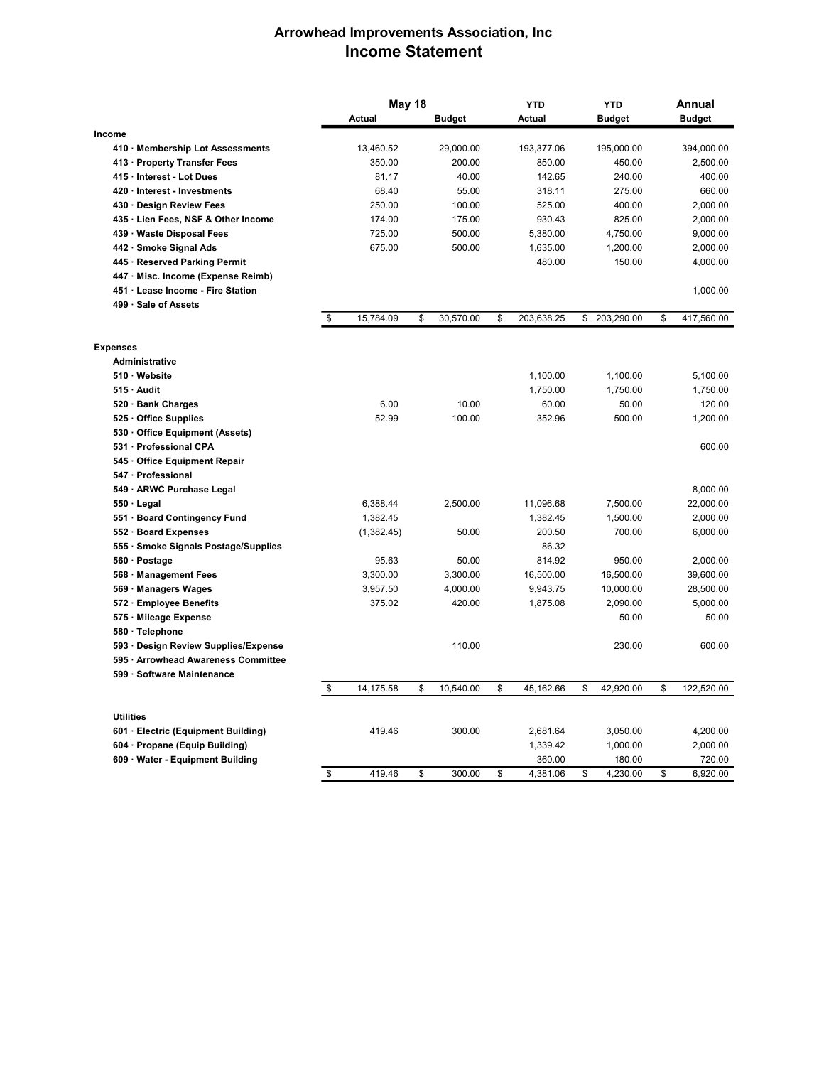# Arrowhead Improvements Association, Inc
## Income Statement

| | May 18 | | YTD | YTD | Annual |
|---|---|---|---|---|---|
| | Actual | Budget | Actual | Budget | Budget |
| **Income** | | | | | |
| **410 · Membership Lot Assessments** | 13,460.52 | 29,000.00 | 193,377.06 | 195,000.00 | 394,000.00 |
| **413 · Property Transfer Fees** | 350.00 | 200.00 | 850.00 | 450.00 | 2,500.00 |
| **415 · Interest - Lot Dues** | 81.17 | 40.00 | 142.65 | 240.00 | 400.00 |
| **420 · Interest - Investments** | 68.40 | 55.00 | 318.11 | 275.00 | 660.00 |
| **430 · Design Review Fees** | 250.00 | 100.00 | 525.00 | 400.00 | 2,000.00 |
| **435 · Lien Fees, NSF & Other Income** | 174.00 | 175.00 | 930.43 | 825.00 | 2,000.00 |
| **439 · Waste Disposal Fees** | 725.00 | 500.00 | 5,380.00 | 4,750.00 | 9,000.00 |
| **442 · Smoke Signal Ads** | 675.00 | 500.00 | 1,635.00 | 1,200.00 | 2,000.00 |
| **445 · Reserved Parking Permit** | | | 480.00 | 150.00 | 4,000.00 |
| **447 · Misc. Income (Expense Reimb)** | | | | | |
| **451 · Lease Income - Fire Station** | | | | | 1,000.00 |
| **499 · Sale of Assets** | | | | | |
| | $ 15,784.09 | $ 30,570.00 | $ 203,638.25 | $ 203,290.00 | $ 417,560.00 |
| **Expenses** | | | | | |
| **Administrative** | | | | | |
| **510 · Website** | | | 1,100.00 | 1,100.00 | 5,100.00 |
| **515 · Audit** | | | 1,750.00 | 1,750.00 | 1,750.00 |
| **520 · Bank Charges** | 6.00 | 10.00 | 60.00 | 50.00 | 120.00 |
| **525 · Office Supplies** | 52.99 | 100.00 | 352.96 | 500.00 | 1,200.00 |
| **530 · Office Equipment (Assets)** | | | | | |
| **531 · Professional CPA** | | | | | 600.00 |
| **545 · Office Equipment Repair** | | | | | |
| **547 · Professional** | | | | | |
| **549 · ARWC Purchase Legal** | | | | | 8,000.00 |
| **550 · Legal** | 6,388.44 | 2,500.00 | 11,096.68 | 7,500.00 | 22,000.00 |
| **551 · Board Contingency Fund** | 1,382.45 | | 1,382.45 | 1,500.00 | 2,000.00 |
| **552 · Board Expenses** | (1,382.45) | 50.00 | 200.50 | 700.00 | 6,000.00 |
| **555 · Smoke Signals Postage/Supplies** | | | 86.32 | | |
| **560 · Postage** | 95.63 | 50.00 | 814.92 | 950.00 | 2,000.00 |
| **568 · Management Fees** | 3,300.00 | 3,300.00 | 16,500.00 | 16,500.00 | 39,600.00 |
| **569 · Managers Wages** | 3,957.50 | 4,000.00 | 9,943.75 | 10,000.00 | 28,500.00 |
| **572 · Employee Benefits** | 375.02 | 420.00 | 1,875.08 | 2,090.00 | 5,000.00 |
| **575 · Mileage Expense** | | | | 50.00 | 50.00 |
| **580 · Telephone** | | | | | |
| **593 · Design Review Supplies/Expense** | | 110.00 | | 230.00 | 600.00 |
| **595 · Arrowhead Awareness Committee** | | | | | |
| **599 · Software Maintenance** | | | | | |
| | $ 14,175.58 | $ 10,540.00 | $ 45,162.66 | $ 42,920.00 | $ 122,520.00 |
| **Utilities** | | | | | |
| **601 · Electric (Equipment Building)** | 419.46 | 300.00 | 2,681.64 | 3,050.00 | 4,200.00 |
| **604 · Propane (Equip Building)** | | | 1,339.42 | 1,000.00 | 2,000.00 |
| **609 · Water - Equipment Building** | | | 360.00 | 180.00 | 720.00 |
| | $ 419.46 | $ 300.00 | $ 4,381.06 | $ 4,230.00 | $ 6,920.00 |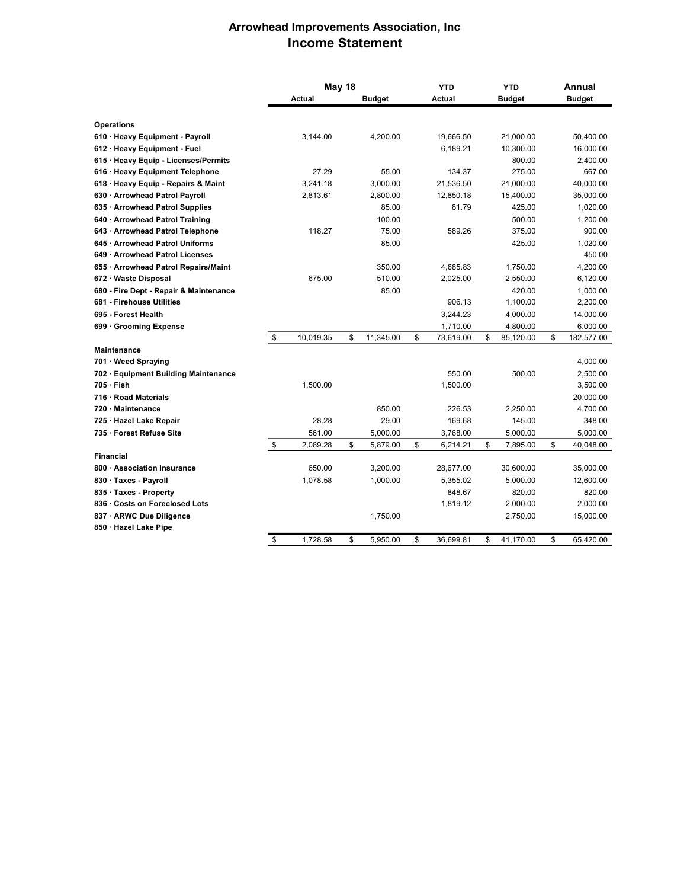# Arrowhead Improvements Association, Inc
## Income Statement

| | May 18 Actual | May 18 Budget | YTD Actual | YTD Budget | Annual Budget |
|---|---|---|---|---|---|
| **Operations** | | | | | |
| 610 · Heavy Equipment - Payroll | 3,144.00 | 4,200.00 | 19,666.50 | 21,000.00 | 50,400.00 |
| 612 · Heavy Equipment - Fuel | | | 6,189.21 | 10,300.00 | 16,000.00 |
| 615 · Heavy Equip - Licenses/Permits | | | | 800.00 | 2,400.00 |
| 616 · Heavy Equipment Telephone | 27.29 | 55.00 | 134.37 | 275.00 | 667.00 |
| 618 · Heavy Equip - Repairs & Maint | 3,241.18 | 3,000.00 | 21,536.50 | 21,000.00 | 40,000.00 |
| 630 · Arrowhead Patrol Payroll | 2,813.61 | 2,800.00 | 12,850.18 | 15,400.00 | 35,000.00 |
| 635 · Arrowhead Patrol Supplies | | 85.00 | 81.79 | 425.00 | 1,020.00 |
| 640 · Arrowhead Patrol Training | | 100.00 | | 500.00 | 1,200.00 |
| 643 · Arrowhead Patrol Telephone | 118.27 | 75.00 | 589.26 | 375.00 | 900.00 |
| 645 · Arrowhead Patrol Uniforms | | 85.00 | | 425.00 | 1,020.00 |
| 649 · Arrowhead Patrol Licenses | | | | | 450.00 |
| 655 · Arrowhead Patrol Repairs/Maint | | 350.00 | 4,685.83 | 1,750.00 | 4,200.00 |
| 672 · Waste Disposal | 675.00 | 510.00 | 2,025.00 | 2,550.00 | 6,120.00 |
| 680 - Fire Dept - Repair & Maintenance | | 85.00 | | 420.00 | 1,000.00 |
| 681 - Firehouse Utilities | | | 906.13 | 1,100.00 | 2,200.00 |
| 695 - Forest Health | | | 3,244.23 | 4,000.00 | 14,000.00 |
| 699 · Grooming Expense | | | 1,710.00 | 4,800.00 | 6,000.00 |
| | $ 10,019.35 | $ 11,345.00 | $ 73,619.00 | $ 85,120.00 | $ 182,577.00 |
| **Maintenance** | | | | | |
| 701 · Weed Spraying | | | | | 4,000.00 |
| 702 · Equipment Building Maintenance | | | 550.00 | 500.00 | 2,500.00 |
| 705 · Fish | 1,500.00 | | 1,500.00 | | 3,500.00 |
| 716 · Road Materials | | | | | 20,000.00 |
| 720 · Maintenance | | 850.00 | 226.53 | 2,250.00 | 4,700.00 |
| 725 · Hazel Lake Repair | 28.28 | 29.00 | 169.68 | 145.00 | 348.00 |
| 735 · Forest Refuse Site | 561.00 | 5,000.00 | 3,768.00 | 5,000.00 | 5,000.00 |
| | $ 2,089.28 | $ 5,879.00 | $ 6,214.21 | $ 7,895.00 | $ 40,048.00 |
| **Financial** | | | | | |
| 800 · Association Insurance | 650.00 | 3,200.00 | 28,677.00 | 30,600.00 | 35,000.00 |
| 830 · Taxes - Payroll | 1,078.58 | 1,000.00 | 5,355.02 | 5,000.00 | 12,600.00 |
| 835 · Taxes - Property | | | 848.67 | 820.00 | 820.00 |
| 836 · Costs on Foreclosed Lots | | | 1,819.12 | 2,000.00 | 2,000.00 |
| 837 · ARWC Due Diligence | | 1,750.00 | | 2,750.00 | 15,000.00 |
| 850 · Hazel Lake Pipe | | | | | |
| | $ 1,728.58 | $ 5,950.00 | $ 36,699.81 | $ 41,170.00 | $ 65,420.00 |